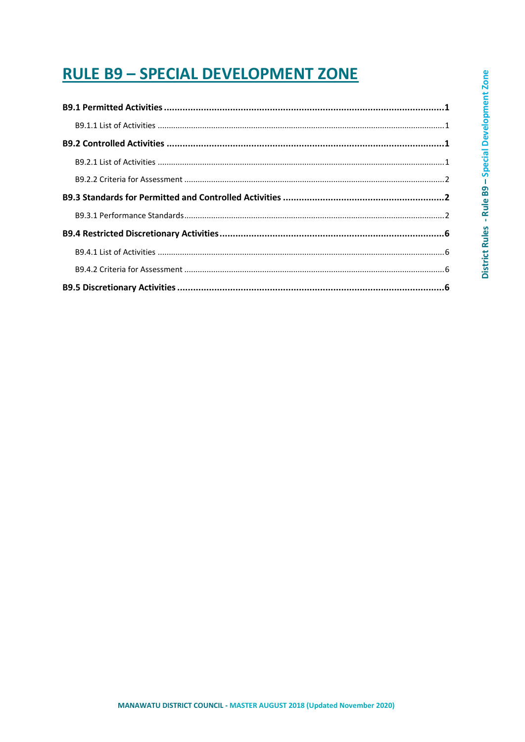# RULE B9 – SPECIAL DEVELOPMENT ZONE

**B9.1 Permitted Activities** .......... **1**

B9.1.1 List of Activities .......... 1

**B9.2 Controlled Activities** .......... **1**

B9.2.1 List of Activities .......... 1

B9.2.2 Criteria for Assessment .......... 2

**B9.3 Standards for Permitted and Controlled Activities** .......... **2**

B9.3.1 Performance Standards .......... 2

**B9.4 Restricted Discretionary Activities** .......... **6**

B9.4.1 List of Activities .......... 6

B9.4.2 Criteria for Assessment .......... 6

**B9.5 Discretionary Activities** .......... **6**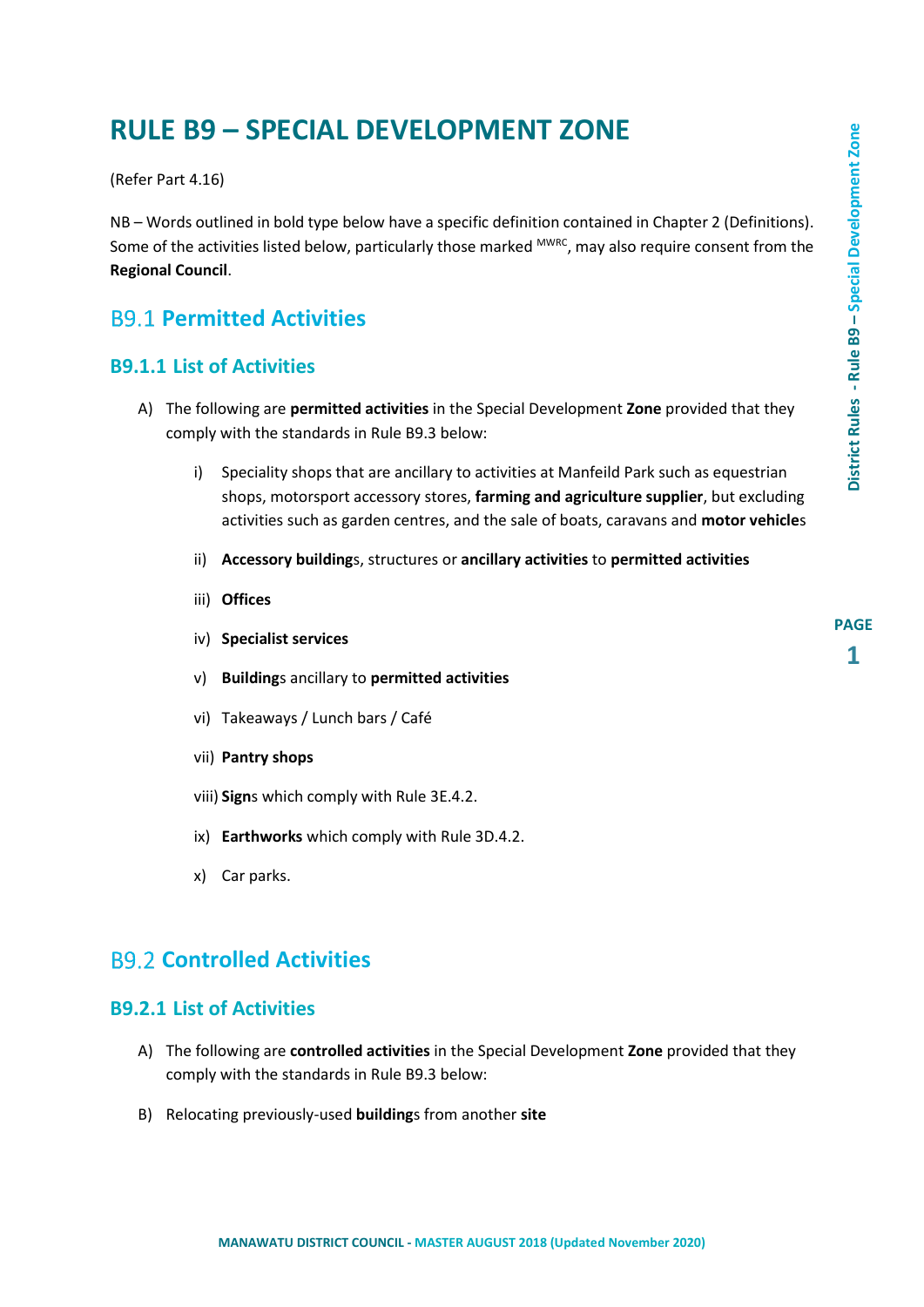# RULE B9 – SPECIAL DEVELOPMENT ZONE

(Refer Part 4.16)

NB – Words outlined in bold type below have a specific definition contained in Chapter 2 (Definitions). Some of the activities listed below, particularly those marked [MWRC], may also require consent from the **Regional Council**.

## B9.1 Permitted Activities

### B9.1.1 List of Activities

A) The following are **permitted activities** in the Special Development **Zone** provided that they comply with the standards in Rule B9.3 below:

   i) Speciality shops that are ancillary to activities at Manfeild Park such as equestrian shops, motorsport accessory stores, **farming and agriculture supplier**, but excluding activities such as garden centres, and the sale of boats, caravans and **motor vehicle**s

   ii) **Accessory building**s, structures or **ancillary activities** to **permitted activities**

   iii) **Offices**

   iv) **Specialist services**

   v) **Building**s ancillary to **permitted activities**

   vi) Takeaways / Lunch bars / Café

   vii) **Pantry shops**

   viii) **Sign**s which comply with Rule 3E.4.2.

   ix) **Earthworks** which comply with Rule 3D.4.2.

   x) Car parks.

## B9.2 Controlled Activities

### B9.2.1 List of Activities

A) The following are **controlled activities** in the Special Development **Zone** provided that they comply with the standards in Rule B9.3 below:

B) Relocating previously-used **building**s from another **site**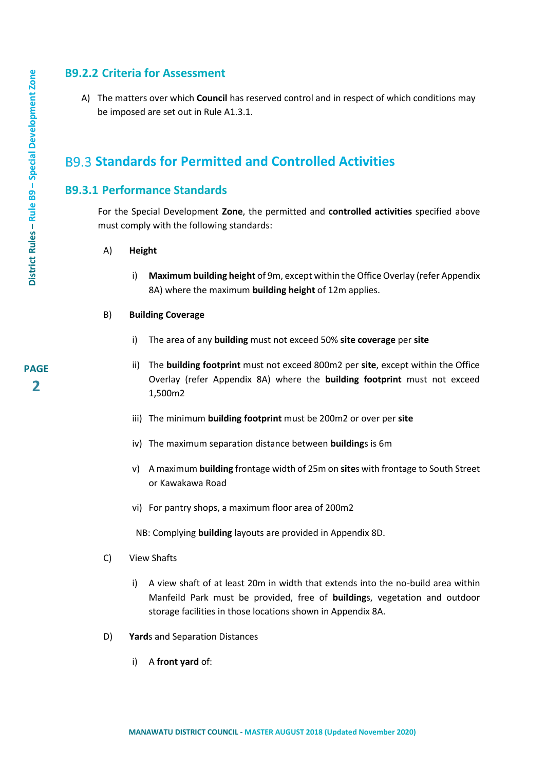### B9.2.2 Criteria for Assessment

A) The matters over which **Council** has reserved control and in respect of which conditions may be imposed are set out in Rule A1.3.1.

## B9.3 Standards for Permitted and Controlled Activities

### B9.3.1 Performance Standards

For the Special Development **Zone**, the permitted and **controlled activities** specified above must comply with the following standards:

A) **Height**

i) **Maximum building height** of 9m, except within the Office Overlay (refer Appendix 8A) where the maximum **building height** of 12m applies.

B) **Building Coverage**

i) The area of any **building** must not exceed 50% **site coverage** per **site**

ii) The **building footprint** must not exceed 800m2 per **site**, except within the Office Overlay (refer Appendix 8A) where the **building footprint** must not exceed 1,500m2

iii) The minimum **building footprint** must be 200m2 or over per **site**

iv) The maximum separation distance between **building**s is 6m

v) A maximum **building** frontage width of 25m on **site**s with frontage to South Street or Kawakawa Road

vi) For pantry shops, a maximum floor area of 200m2

NB: Complying **building** layouts are provided in Appendix 8D.

C) View Shafts

i) A view shaft of at least 20m in width that extends into the no-build area within Manfeild Park must be provided, free of **building**s, vegetation and outdoor storage facilities in those locations shown in Appendix 8A.

D) **Yard**s and Separation Distances

i) A **front yard** of: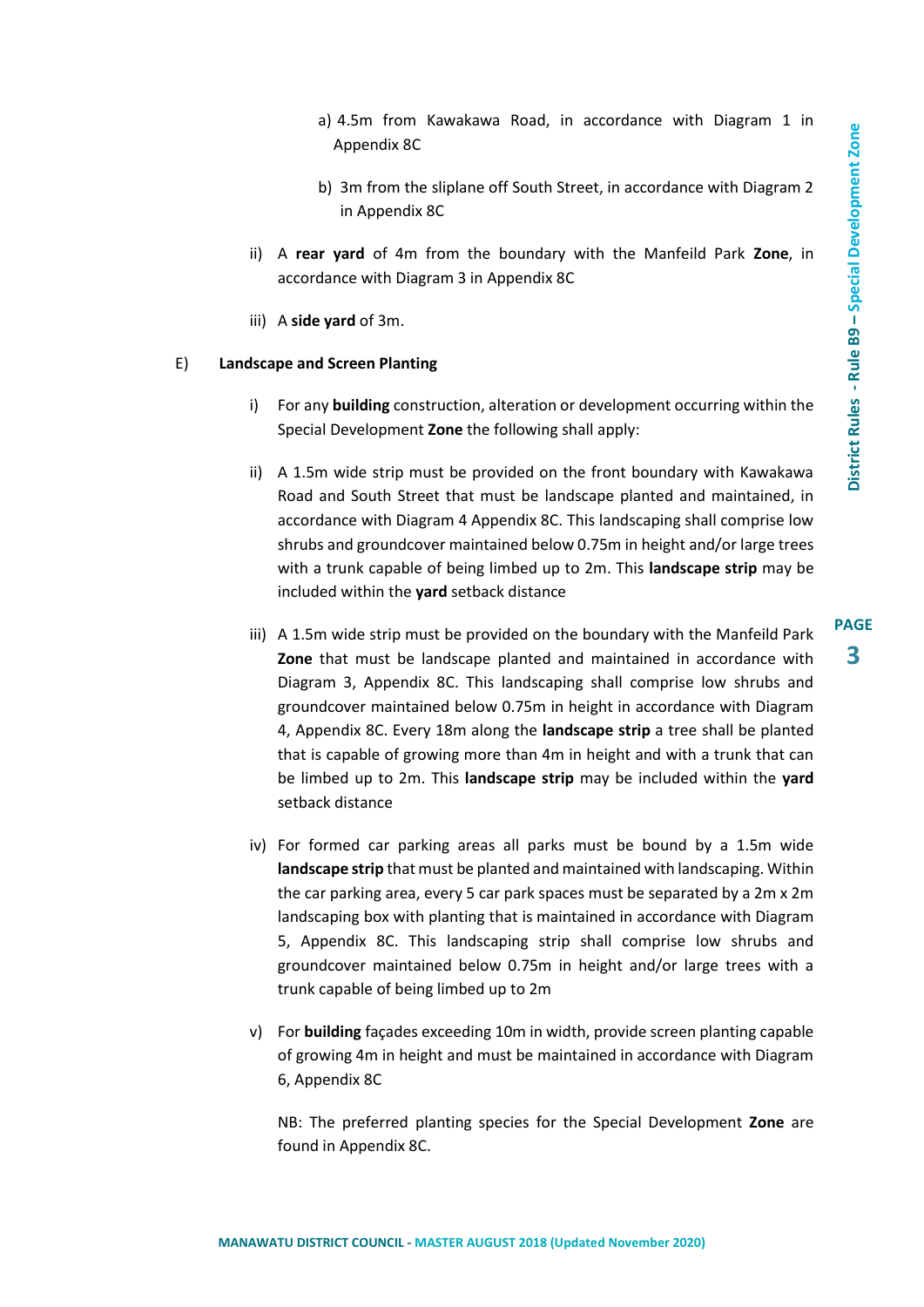a) 4.5m from Kawakawa Road, in accordance with Diagram 1 in Appendix 8C

b) 3m from the sliplane off South Street, in accordance with Diagram 2 in Appendix 8C

ii) A **rear yard** of 4m from the boundary with the Manfeild Park **Zone**, in accordance with Diagram 3 in Appendix 8C

iii) A **side yard** of 3m.

E) **Landscape and Screen Planting**

i) For any **building** construction, alteration or development occurring within the Special Development **Zone** the following shall apply:

ii) A 1.5m wide strip must be provided on the front boundary with Kawakawa Road and South Street that must be landscape planted and maintained, in accordance with Diagram 4 Appendix 8C. This landscaping shall comprise low shrubs and groundcover maintained below 0.75m in height and/or large trees with a trunk capable of being limbed up to 2m. This **landscape strip** may be included within the **yard** setback distance

iii) A 1.5m wide strip must be provided on the boundary with the Manfeild Park **Zone** that must be landscape planted and maintained in accordance with Diagram 3, Appendix 8C. This landscaping shall comprise low shrubs and groundcover maintained below 0.75m in height in accordance with Diagram 4, Appendix 8C. Every 18m along the **landscape strip** a tree shall be planted that is capable of growing more than 4m in height and with a trunk that can be limbed up to 2m. This **landscape strip** may be included within the **yard** setback distance

iv) For formed car parking areas all parks must be bound by a 1.5m wide **landscape strip** that must be planted and maintained with landscaping. Within the car parking area, every 5 car park spaces must be separated by a 2m x 2m landscaping box with planting that is maintained in accordance with Diagram 5, Appendix 8C. This landscaping strip shall comprise low shrubs and groundcover maintained below 0.75m in height and/or large trees with a trunk capable of being limbed up to 2m

v) For **building** façades exceeding 10m in width, provide screen planting capable of growing 4m in height and must be maintained in accordance with Diagram 6, Appendix 8C

NB: The preferred planting species for the Special Development **Zone** are found in Appendix 8C.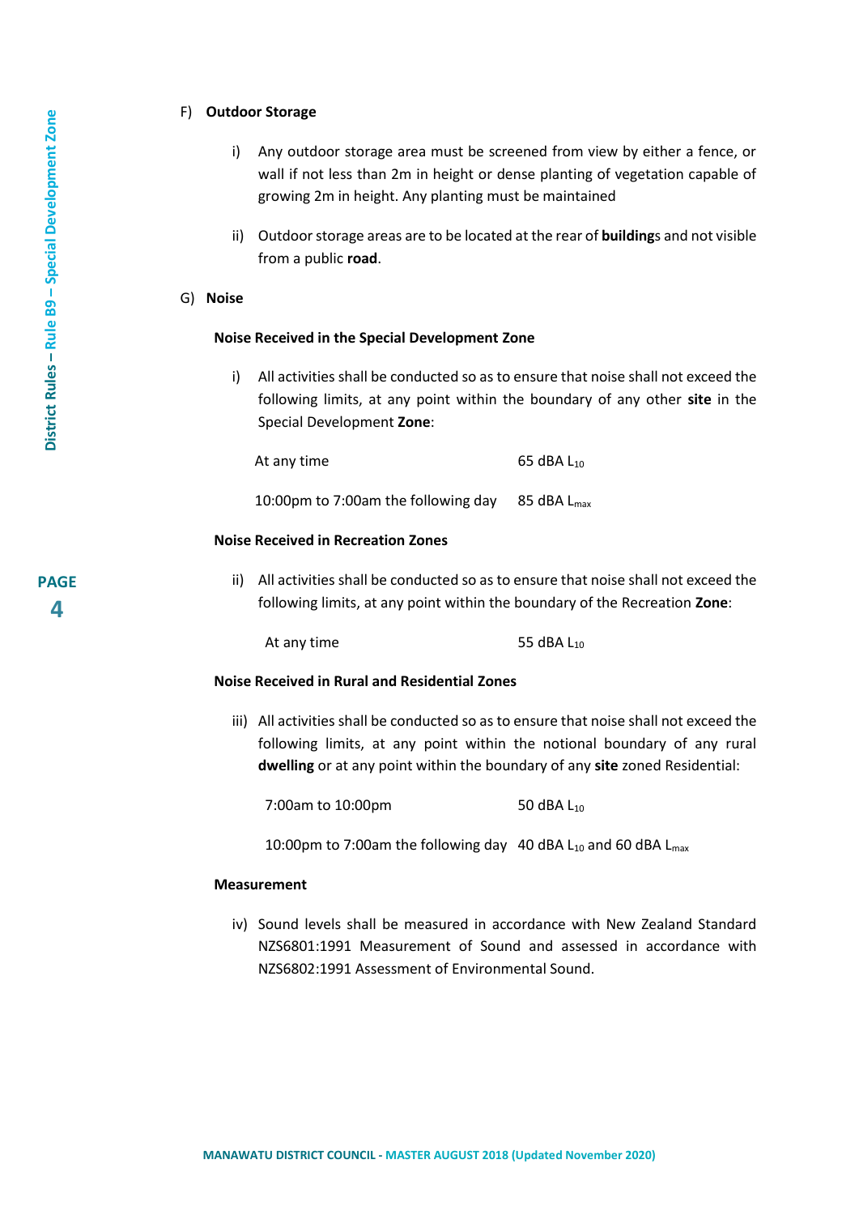F) **Outdoor Storage**

i) Any outdoor storage area must be screened from view by either a fence, or wall if not less than 2m in height or dense planting of vegetation capable of growing 2m in height. Any planting must be maintained

ii) Outdoor storage areas are to be located at the rear of **building**s and not visible from a public **road**.

G) **Noise**

**Noise Received in the Special Development Zone**

i) All activities shall be conducted so as to ensure that noise shall not exceed the following limits, at any point within the boundary of any other **site** in the Special Development **Zone**:

| | |
|---|---|
| At any time | 65 dBA $L_{10}$ |
| 10:00pm to 7:00am the following day | 85 dBA $L_{max}$ |

**Noise Received in Recreation Zones**

ii) All activities shall be conducted so as to ensure that noise shall not exceed the following limits, at any point within the boundary of the Recreation **Zone**:

| | |
|---|---|
| At any time | 55 dBA $L_{10}$ |

**Noise Received in Rural and Residential Zones**

iii) All activities shall be conducted so as to ensure that noise shall not exceed the following limits, at any point within the notional boundary of any rural **dwelling** or at any point within the boundary of any **site** zoned Residential:

| | |
|---|---|
| 7:00am to 10:00pm | 50 dBA $L_{10}$ |
| 10:00pm to 7:00am the following day | 40 dBA $L_{10}$ and 60 dBA $L_{max}$ |

**Measurement**

iv) Sound levels shall be measured in accordance with New Zealand Standard NZS6801:1991 Measurement of Sound and assessed in accordance with NZS6802:1991 Assessment of Environmental Sound.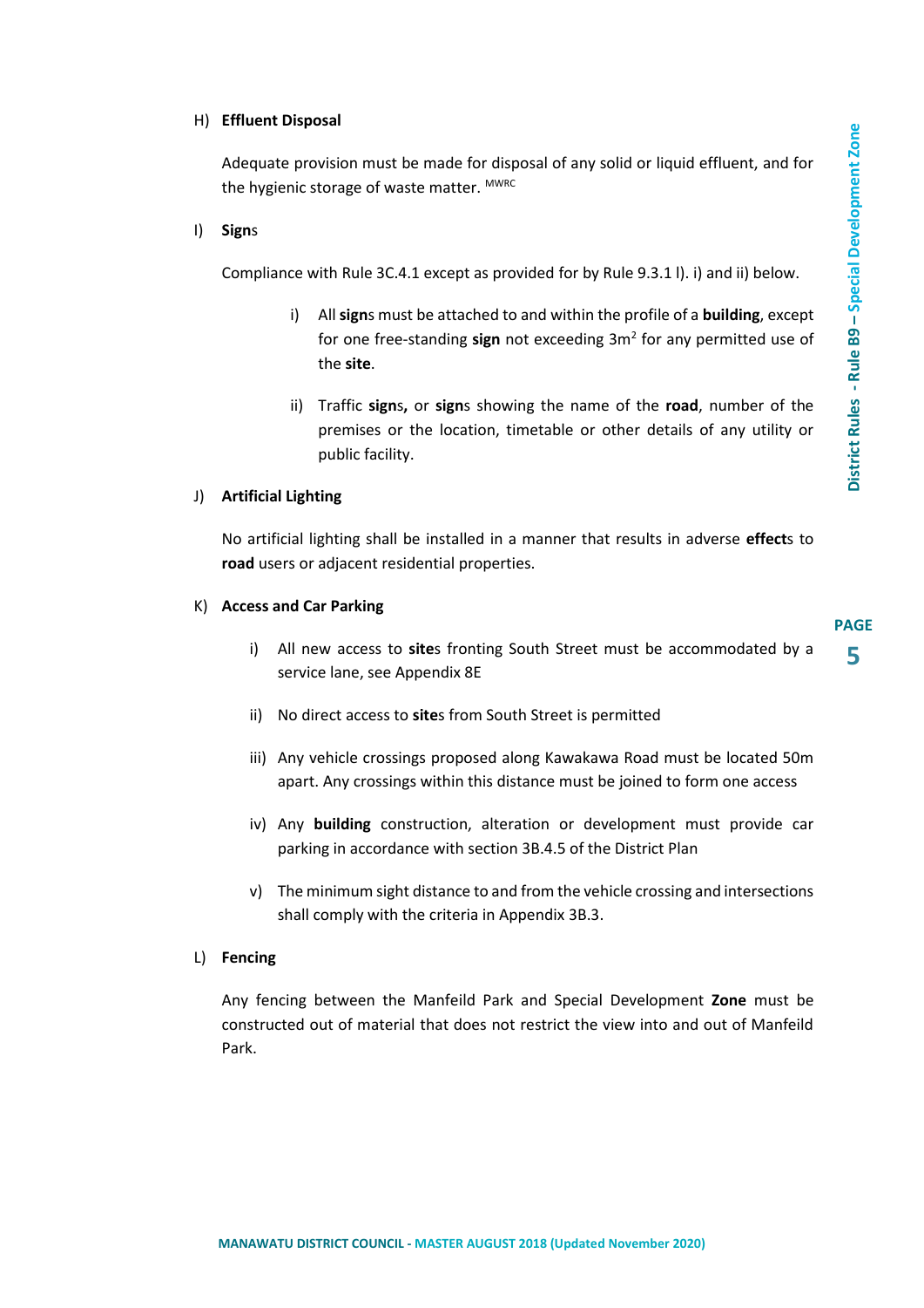H) **Effluent Disposal**

Adequate provision must be made for disposal of any solid or liquid effluent, and for the hygienic storage of waste matter. [MWRC]

I) **Sign**s

Compliance with Rule 3C.4.1 except as provided for by Rule 9.3.1 l). i) and ii) below.

i) All **sign**s must be attached to and within the profile of a **building**, except for one free-standing **sign** not exceeding 3m$^2$ for any permitted use of the **site**.

ii) Traffic **sign**s**,** or **sign**s showing the name of the **road**, number of the premises or the location, timetable or other details of any utility or public facility.

J) **Artificial Lighting**

No artificial lighting shall be installed in a manner that results in adverse **effect**s to **road** users or adjacent residential properties.

K) **Access and Car Parking**

i) All new access to **site**s fronting South Street must be accommodated by a service lane, see Appendix 8E

ii) No direct access to **site**s from South Street is permitted

iii) Any vehicle crossings proposed along Kawakawa Road must be located 50m apart. Any crossings within this distance must be joined to form one access

iv) Any **building** construction, alteration or development must provide car parking in accordance with section 3B.4.5 of the District Plan

v) The minimum sight distance to and from the vehicle crossing and intersections shall comply with the criteria in Appendix 3B.3.

L) **Fencing**

Any fencing between the Manfeild Park and Special Development **Zone** must be constructed out of material that does not restrict the view into and out of Manfeild Park.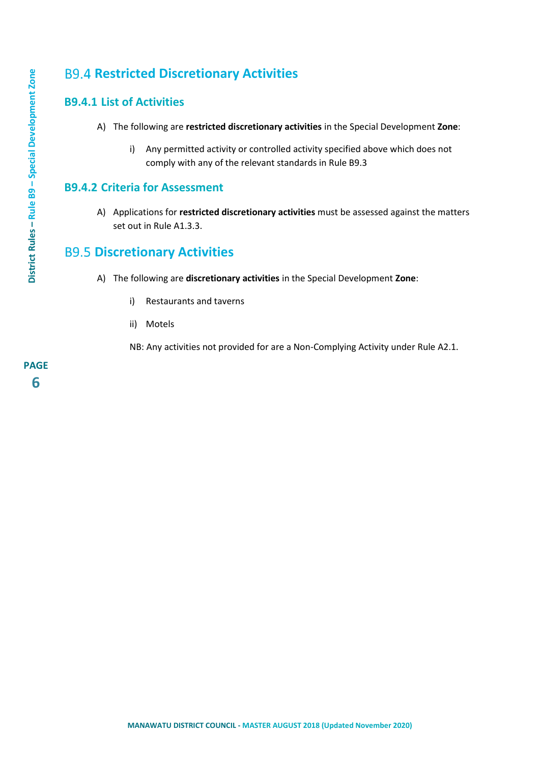## B9.4 Restricted Discretionary Activities

### B9.4.1 List of Activities

A) The following are **restricted discretionary activities** in the Special Development **Zone**:

   i) Any permitted activity or controlled activity specified above which does not comply with any of the relevant standards in Rule B9.3

### B9.4.2 Criteria for Assessment

A) Applications for **restricted discretionary activities** must be assessed against the matters set out in Rule A1.3.3.

## B9.5 Discretionary Activities

A) The following are **discretionary activities** in the Special Development **Zone**:

   i) Restaurants and taverns

   ii) Motels

   NB: Any activities not provided for are a Non-Complying Activity under Rule A2.1.